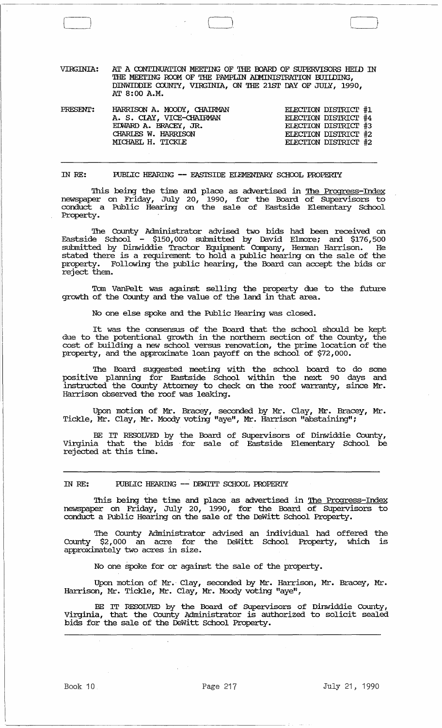VIRGINIA: AT A CONTINUATION MEETING OF THE BOARD OF SUPERVISORS HELD IN THE MEETING ROOM OF THE PAMPLIN ADMINISTRATION BUILDING, DINWIDDIE COUNTY, VIRGINIA, ON THE 21ST DAY OF JULY, 1990, AT 8:00 A.M.

| PRESENT: | | |
|---|---|---|
| | HARRISON A. MOODY, CHAIRMAN | ELECTION DISTRICT #1 |
| | A. S. CLAY, VICE-CHAIRMAN | ELECTION DISTRICT #4 |
| | EDWARD A. BRACEY, JR. | ELECTION DISTRICT #3 |
| | CHARLES W. HARRISON | ELECTION DISTRICT #2 |
| | MICHAEL H. TICKLE | ELECTION DISTRICT #2 |

---

IN RE: PUBLIC HEARING -- EASTSIDE ELEMENTARY SCHOOL PROPERTY

This being the time and place as advertised in The Progress-Index newspaper on Friday, July 20, 1990, for the Board of Supervisors to conduct a Public Hearing on the sale of Eastside Elementary School Property.

The County Administrator advised two bids had been received on Eastside School - $150,000 submitted by David Elmore; and $176,500 submitted by Dinwiddie Tractor Equipment Company, Herman Harrison. He stated there is a requirement to hold a public hearing on the sale of the property. Following the public hearing, the Board can accept the bids or reject them.

Tom VanPelt was against selling the property due to the future growth of the County and the value of the land in that area.

No one else spoke and the Public Hearing was closed.

It was the consensus of the Board that the school should be kept due to the potentional growth in the northern section of the County, the cost of building a new school versus renovation, the prime location of the property, and the approximate loan payoff on the school of $72,000.

The Board suggested meeting with the school board to do some positive planning for Eastside School within the next 90 days and instructed the County Attorney to check on the roof warranty, since Mr. Harrison observed the roof was leaking.

Upon motion of Mr. Bracey, seconded by Mr. Clay, Mr. Bracey, Mr. Tickle, Mr. Clay, Mr. Moody voting "aye", Mr. Harrison "abstaining";

BE IT RESOLVED by the Board of Supervisors of Dinwiddie County, Virginia that the bids for sale of Eastside Elementary School be rejected at this time.

---

IN RE: PUBLIC HEARING -- DEWITT SCHOOL PROPERTY

This being the time and place as advertised in The Progress-Index newspaper on Friday, July 20, 1990, for the Board of Supervisors to conduct a Public Hearing on the sale of the DeWitt School Property.

The County Administrator advised an individual had offered the County $2,000 an acre for the DeWitt School Property, which is approximately two acres in size.

No one spoke for or against the sale of the property.

Upon motion of Mr. Clay, seconded by Mr. Harrison, Mr. Bracey, Mr. Harrison, Mr. Tickle, Mr. Clay, Mr. Moody voting "aye",

BE IT RESOLVED by the Board of Supervisors of Dinwiddie County, Virginia, that the County Administrator is authorized to solicit sealed bids for the sale of the DeWitt School Property.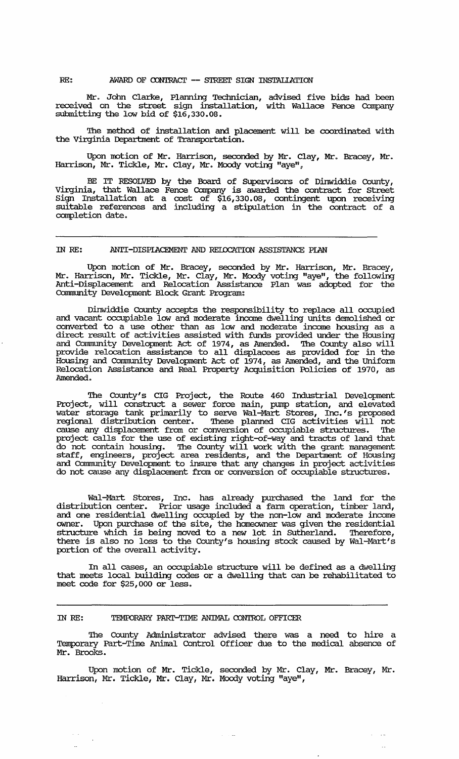RE: AWARD OF CONTRACT -- STREET SIGN INSTALLATION

Mr. John Clarke, Planning Technician, advised five bids had been received on the street sign installation, with Wallace Fence Company submitting the low bid of $16,330.08.

The method of installation and placement will be coordinated with the Virginia Department of Transportation.

Upon motion of Mr. Harrison, seconded by Mr. Clay, Mr. Bracey, Mr. Harrison, Mr. Tickle, Mr. Clay, Mr. Moody voting "aye",

BE IT RESOLVED by the Board of Supervisors of Dinwiddie County, Virginia, that Wallace Fence Company is awarded the contract for Street Sign Installation at a cost of $16,330.08, contingent upon receiving suitable references and including a stipulation in the contract of a completion date.

---

IN RE: ANTI-DISPLACEMENT AND RELOCATION ASSISTANCE PLAN

Upon motion of Mr. Bracey, seconded by Mr. Harrison, Mr. Bracey, Mr. Harrison, Mr. Tickle, Mr. Clay, Mr. Moody voting "aye", the following Anti-Displacement and Relocation Assistance Plan was adopted for the Community Development Block Grant Program:

Dinwiddie County accepts the responsibility to replace all occupied and vacant occupiable low and moderate income dwelling units demolished or converted to a use other than as low and moderate income housing as a direct result of activities assisted with funds provided under the Housing and Community Development Act of 1974, as Amended. The County also will provide relocation assistance to all displacees as provided for in the Housing and Community Development Act of 1974, as Amended, and the Uniform Relocation Assistance and Real Property Acquisition Policies of 1970, as Amended.

The County's CIG Project, the Route 460 Industrial Development Project, will construct a sewer force main, pump station, and elevated water storage tank primarily to serve Wal-Mart Stores, Inc.'s proposed regional distribution center. These planned CIG activities will not cause any displacement from or conversion of occupiable structures. The project calls for the use of existing right-of-way and tracts of land that do not contain housing. The County will work with the grant management staff, engineers, project area residents, and the Department of Housing and Community Development to insure that any changes in project activities do not cause any displacement from or conversion of occupiable structures.

Wal-Mart Stores, Inc. has already purchased the land for the distribution center. Prior usage included a farm operation, timber land, and one residential dwelling occupied by the non-low and moderate income owner. Upon purchase of the site, the homeowner was given the residential structure which is being moved to a new lot in Sutherland. Therefore, there is also no loss to the County's housing stock caused by Wal-Mart's portion of the overall activity.

In all cases, an occupiable structure will be defined as a dwelling that meets local building codes or a dwelling that can be rehabilitated to meet code for $25,000 or less.

---

IN RE: TEMPORARY PART-TIME ANIMAL CONTROL OFFICER

The County Administrator advised there was a need to hire a Temporary Part-Time Animal Control Officer due to the medical absence of Mr. Brooks.

Upon motion of Mr. Tickle, seconded by Mr. Clay, Mr. Bracey, Mr. Harrison, Mr. Tickle, Mr. Clay, Mr. Moody voting "aye",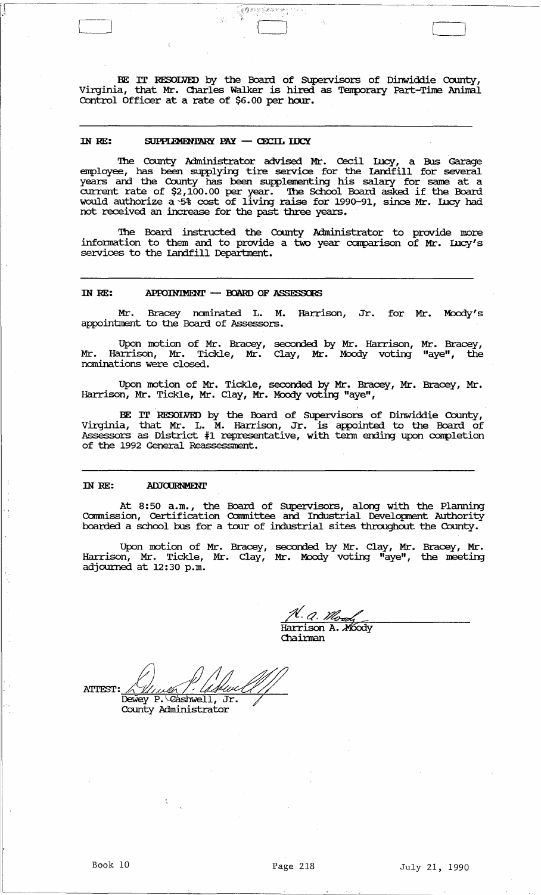BE IT RESOLVED by the Board of Supervisors of Dinwiddie County, Virginia, that Mr. Charles Walker is hired as Temporary Part-Time Animal Control Officer at a rate of $6.00 per hour.

---

**IN RE: SUPPLEMENTARY PAY — CECIL LUCY**

The County Administrator advised Mr. Cecil Lucy, a Bus Garage employee, has been supplying tire service for the Landfill for several years and the County has been supplementing his salary for same at a current rate of $2,100.00 per year. The School Board asked if the Board would authorize a 5% cost of living raise for 1990-91, since Mr. Lucy had not received an increase for the past three years.

The Board instructed the County Administrator to provide more information to them and to provide a two year comparison of Mr. Lucy's services to the Landfill Department.

---

**IN RE: APPOINTMENT — BOARD OF ASSESSORS**

Mr. Bracey nominated L. M. Harrison, Jr. for Mr. Moody's appointment to the Board of Assessors.

Upon motion of Mr. Bracey, seconded by Mr. Harrison, Mr. Bracey, Mr. Harrison, Mr. Tickle, Mr. Clay, Mr. Moody voting "aye", the nominations were closed.

Upon motion of Mr. Tickle, seconded by Mr. Bracey, Mr. Bracey, Mr. Harrison, Mr. Tickle, Mr. Clay, Mr. Moody voting "aye",

BE IT RESOLVED by the Board of Supervisors of Dinwiddie County, Virginia, that Mr. L. M. Harrison, Jr. is appointed to the Board of Assessors as District #1 representative, with term ending upon completion of the 1992 General Reassessment.

---

**IN RE: ADJOURNMENT**

At 8:50 a.m., the Board of Supervisors, along with the Planning Commission, Certification Committee and Industrial Development Authority boarded a school bus for a tour of industrial sites throughout the County.

Upon motion of Mr. Bracey, seconded by Mr. Clay, Mr. Bracey, Mr. Harrison, Mr. Tickle, Mr. Clay, Mr. Moody voting "aye", the meeting adjourned at 12:30 p.m.

Harrison A. Moody
Chairman

ATTEST:
Dewey P. Cashwell, Jr.
County Administrator